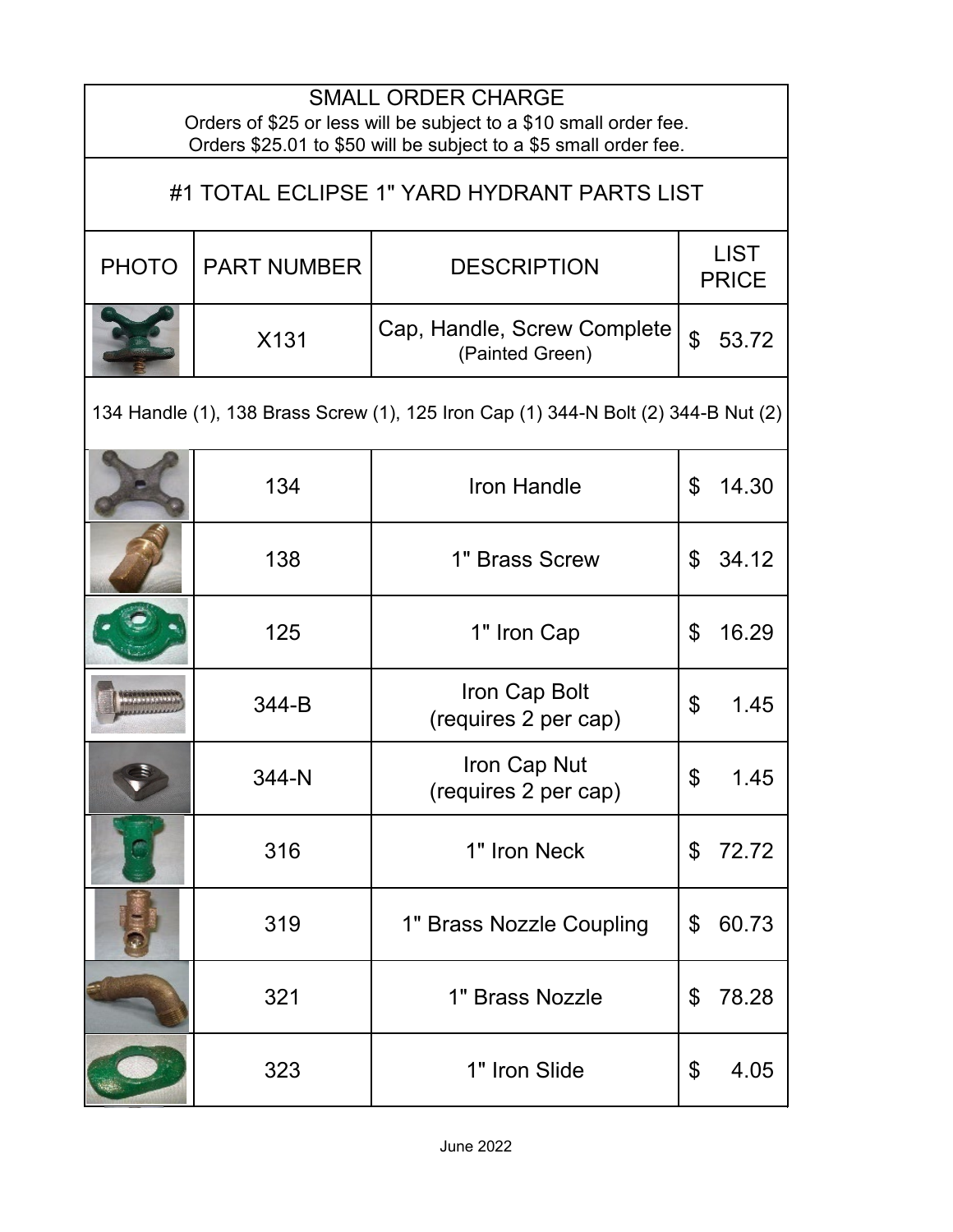## SMALL ORDER CHARGE

Orders of $25 or less will be subject to a $10 small order fee.
Orders $25.01 to $50 will be subject to a $5 small order fee.

## #1 TOTAL ECLIPSE 1" YARD HYDRANT PARTS LIST

| PHOTO | PART NUMBER | DESCRIPTION | LIST PRICE |
|---|---|---|---|
| | X131 | Cap, Handle, Screw Complete (Painted Green) | $ 53.72 |
| 134 Handle (1), 138 Brass Screw (1), 125 Iron Cap (1) 344-N Bolt (2) 344-B Nut (2) | | | |
| | 134 | Iron Handle | $ 14.30 |
| | 138 | 1" Brass Screw | $ 34.12 |
| | 125 | 1" Iron Cap | $ 16.29 |
| | 344-B | Iron Cap Bolt (requires 2 per cap) | $ 1.45 |
| | 344-N | Iron Cap Nut (requires 2 per cap) | $ 1.45 |
| | 316 | 1" Iron Neck | $ 72.72 |
| | 319 | 1" Brass Nozzle Coupling | $ 60.73 |
| | 321 | 1" Brass Nozzle | $ 78.28 |
| | 323 | 1" Iron Slide | $ 4.05 |

June 2022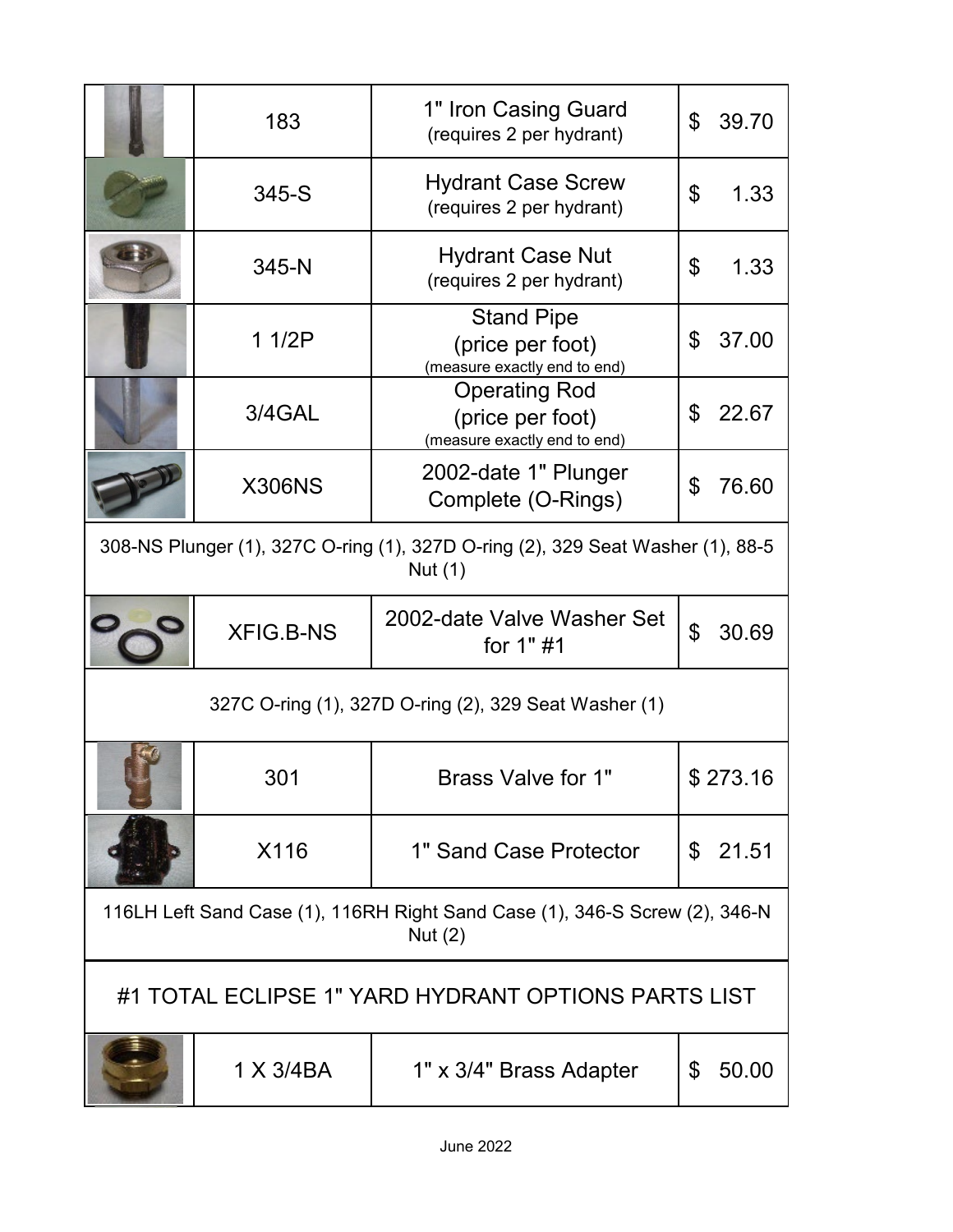| | Part # | Description | Price |
|---|---|---|---|
| | 183 | 1" Iron Casing Guard (requires 2 per hydrant) | $ 39.70 |
| | 345-S | Hydrant Case Screw (requires 2 per hydrant) | $ 1.33 |
| | 345-N | Hydrant Case Nut (requires 2 per hydrant) | $ 1.33 |
| | 1 1/2P | Stand Pipe (price per foot) (measure exactly end to end) | $ 37.00 |
| | 3/4GAL | Operating Rod (price per foot) (measure exactly end to end) | $ 22.67 |
| | X306NS | 2002-date 1" Plunger Complete (O-Rings) | $ 76.60 |
| 308-NS Plunger (1), 327C O-ring (1), 327D O-ring (2), 329 Seat Washer (1), 88-5 Nut (1) | | | |
| | XFIG.B-NS | 2002-date Valve Washer Set for 1" #1 | $ 30.69 |
| 327C O-ring (1), 327D O-ring (2), 329 Seat Washer (1) | | | |
| | 301 | Brass Valve for 1" | $ 273.16 |
| | X116 | 1" Sand Case Protector | $ 21.51 |
| 116LH Left Sand Case (1), 116RH Right Sand Case (1), 346-S Screw (2), 346-N Nut (2) | | | |

## #1 TOTAL ECLIPSE 1" YARD HYDRANT OPTIONS PARTS LIST

| | Part # | Description | Price |
|---|---|---|---|
| | 1 X 3/4BA | 1" x 3/4" Brass Adapter | $ 50.00 |

June 2022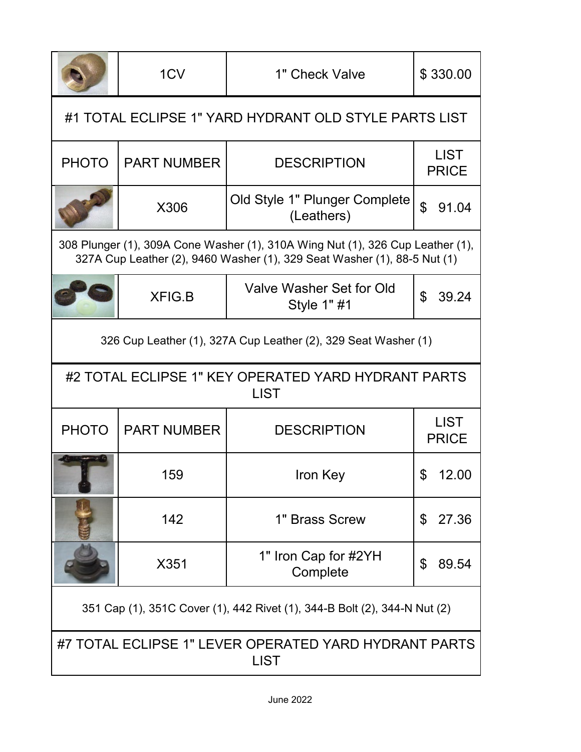| PHOTO | PART NUMBER | DESCRIPTION | LIST PRICE |
|---|---|---|---|
| | 1CV | 1" Check Valve | $ 330.00 |

## #1 TOTAL ECLIPSE 1" YARD HYDRANT OLD STYLE PARTS LIST

| PHOTO | PART NUMBER | DESCRIPTION | LIST PRICE |
|---|---|---|---|
| | X306 | Old Style 1" Plunger Complete (Leathers) | $ 91.04 |
| 308 Plunger (1), 309A Cone Washer (1), 310A Wing Nut (1), 326 Cup Leather (1), 327A Cup Leather (2), 9460 Washer (1), 329 Seat Washer (1), 88-5 Nut (1) | | | |
| | XFIG.B | Valve Washer Set for Old Style 1" #1 | $ 39.24 |
| 326 Cup Leather (1), 327A Cup Leather (2), 329 Seat Washer (1) | | | |

## #2 TOTAL ECLIPSE 1" KEY OPERATED YARD HYDRANT PARTS LIST

| PHOTO | PART NUMBER | DESCRIPTION | LIST PRICE |
|---|---|---|---|
| | 159 | Iron Key | $ 12.00 |
| | 142 | 1" Brass Screw | $ 27.36 |
| | X351 | 1" Iron Cap for #2YH Complete | $ 89.54 |
| 351 Cap (1), 351C Cover (1), 442 Rivet (1), 344-B Bolt (2), 344-N Nut (2) | | | |

## #7 TOTAL ECLIPSE 1" LEVER OPERATED YARD HYDRANT PARTS LIST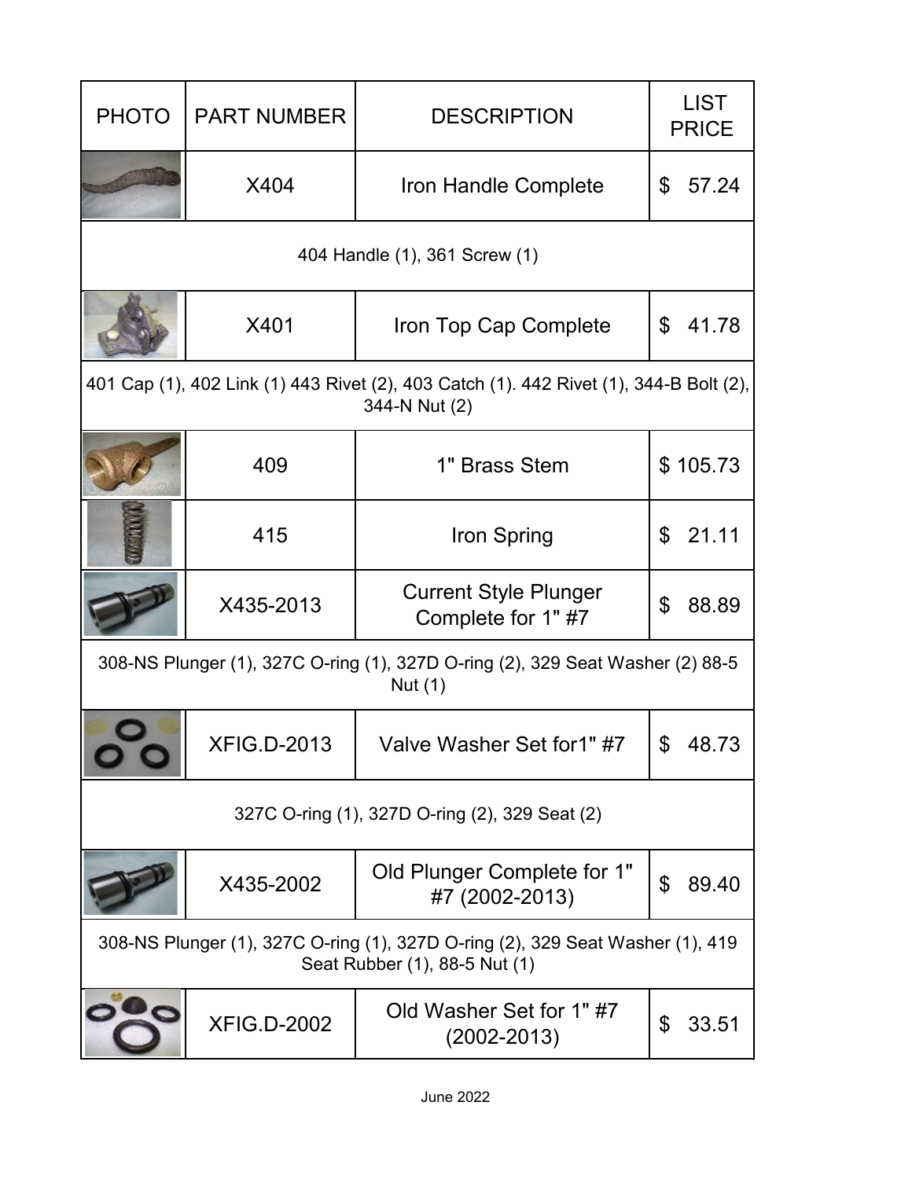| PHOTO | PART NUMBER | DESCRIPTION | LIST PRICE |
| --- | --- | --- | --- |
| | X404 | Iron Handle Complete | $ 57.24 |
| 404 Handle (1), 361 Screw (1) | | | |
| | X401 | Iron Top Cap Complete | $ 41.78 |
| 401 Cap (1), 402 Link (1) 443 Rivet (2), 403 Catch (1). 442 Rivet (1), 344-B Bolt (2), 344-N Nut (2) | | | |
| | 409 | 1" Brass Stem | $ 105.73 |
| | 415 | Iron Spring | $ 21.11 |
| | X435-2013 | Current Style Plunger Complete for 1" #7 | $ 88.89 |
| 308-NS Plunger (1), 327C O-ring (1), 327D O-ring (2), 329 Seat Washer (2) 88-5 Nut (1) | | | |
| | XFIG.D-2013 | Valve Washer Set for1" #7 | $ 48.73 |
| 327C O-ring (1), 327D O-ring (2), 329 Seat (2) | | | |
| | X435-2002 | Old Plunger Complete for 1" #7 (2002-2013) | $ 89.40 |
| 308-NS Plunger (1), 327C O-ring (1), 327D O-ring (2), 329 Seat Washer (1), 419 Seat Rubber (1), 88-5 Nut (1) | | | |
| | XFIG.D-2002 | Old Washer Set for 1" #7 (2002-2013) | $ 33.51 |

June 2022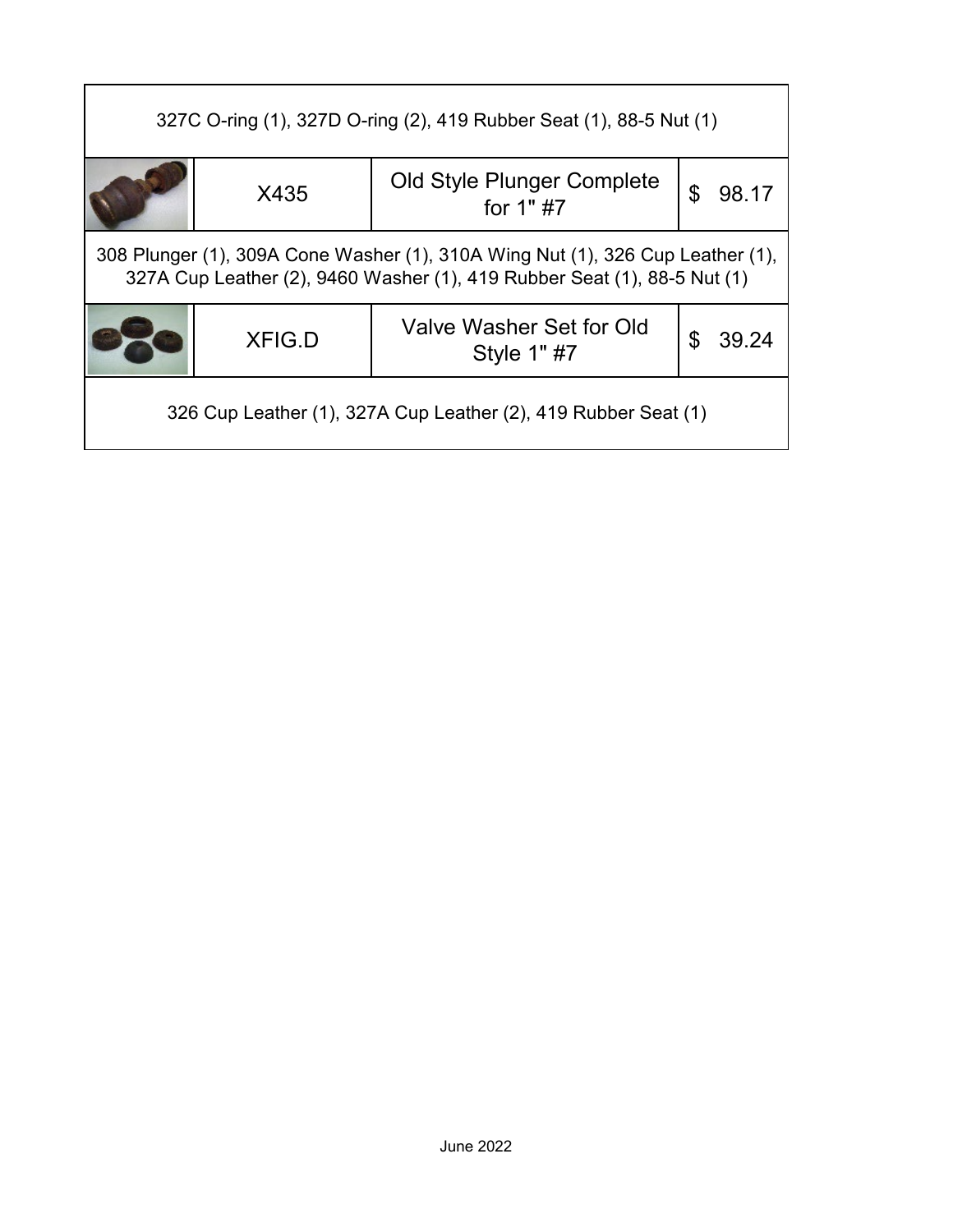| | | | |
|---|---|---|---|
| 327C O-ring (1), 327D O-ring (2), 419 Rubber Seat (1), 88-5 Nut (1) | | | |
| | X435 | Old Style Plunger Complete for 1" #7 | $ 98.17 |
| 308 Plunger (1), 309A Cone Washer (1), 310A Wing Nut (1), 326 Cup Leather (1), 327A Cup Leather (2), 9460 Washer (1), 419 Rubber Seat (1), 88-5 Nut (1) | | | |
| | XFIG.D | Valve Washer Set for Old Style 1" #7 | $ 39.24 |
| 326 Cup Leather (1), 327A Cup Leather (2), 419 Rubber Seat (1) | | | |

June 2022